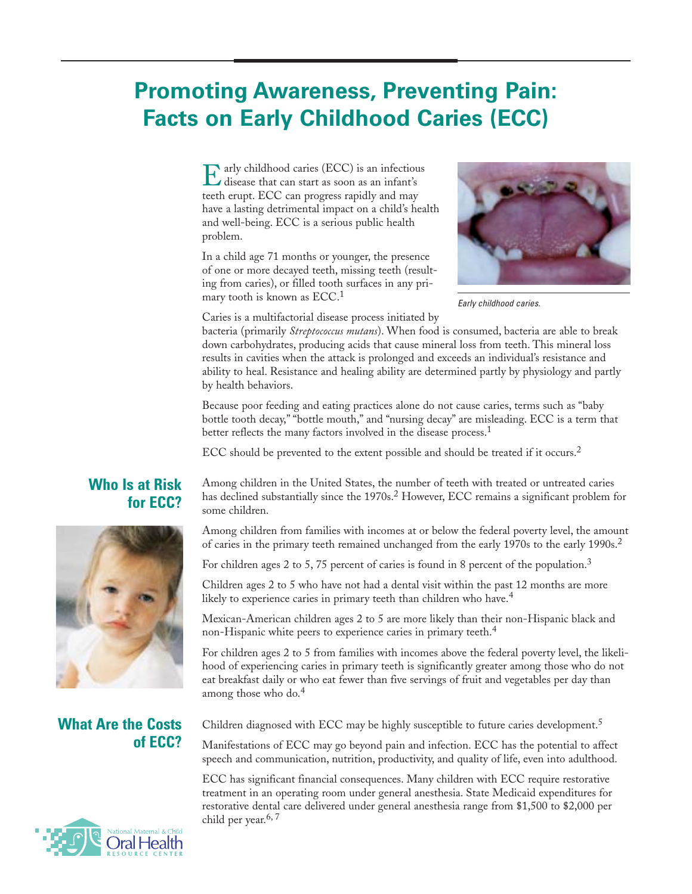# Promoting Awareness, Preventing Pain: Facts on Early Childhood Caries (ECC)

Early childhood caries (ECC) is an infectious disease that can start as soon as an infant's teeth erupt. ECC can progress rapidly and may have a lasting detrimental impact on a child's health and well-being. ECC is a serious public health problem.

In a child age 71 months or younger, the presence of one or more decayed teeth, missing teeth (resulting from caries), or filled tooth surfaces in any primary tooth is known as ECC.[1]

*Early childhood caries.*

Caries is a multifactorial disease process initiated by bacteria (primarily *Streptococcus mutans*). When food is consumed, bacteria are able to break down carbohydrates, producing acids that cause mineral loss from teeth. This mineral loss results in cavities when the attack is prolonged and exceeds an individual's resistance and ability to heal. Resistance and healing ability are determined partly by physiology and partly by health behaviors.

Because poor feeding and eating practices alone do not cause caries, terms such as "baby bottle tooth decay," "bottle mouth," and "nursing decay" are misleading. ECC is a term that better reflects the many factors involved in the disease process.[1]

ECC should be prevented to the extent possible and should be treated if it occurs.[2]

## Who Is at Risk for ECC?

Among children in the United States, the number of teeth with treated or untreated caries has declined substantially since the 1970s.[2] However, ECC remains a significant problem for some children.

Among children from families with incomes at or below the federal poverty level, the amount of caries in the primary teeth remained unchanged from the early 1970s to the early 1990s.[2]

For children ages 2 to 5, 75 percent of caries is found in 8 percent of the population.[3]

Children ages 2 to 5 who have not had a dental visit within the past 12 months are more likely to experience caries in primary teeth than children who have.[4]

Mexican-American children ages 2 to 5 are more likely than their non-Hispanic black and non-Hispanic white peers to experience caries in primary teeth.[4]

For children ages 2 to 5 from families with incomes above the federal poverty level, the likelihood of experiencing caries in primary teeth is significantly greater among those who do not eat breakfast daily or who eat fewer than five servings of fruit and vegetables per day than among those who do.[4]

## What Are the Costs of ECC?

Children diagnosed with ECC may be highly susceptible to future caries development.[5]

Manifestations of ECC may go beyond pain and infection. ECC has the potential to affect speech and communication, nutrition, productivity, and quality of life, even into adulthood.

ECC has significant financial consequences. Many children with ECC require restorative treatment in an operating room under general anesthesia. State Medicaid expenditures for restorative dental care delivered under general anesthesia range from $1,500 to $2,000 per child per year.[6, 7]

National Maternal & Child Oral Health Resource Center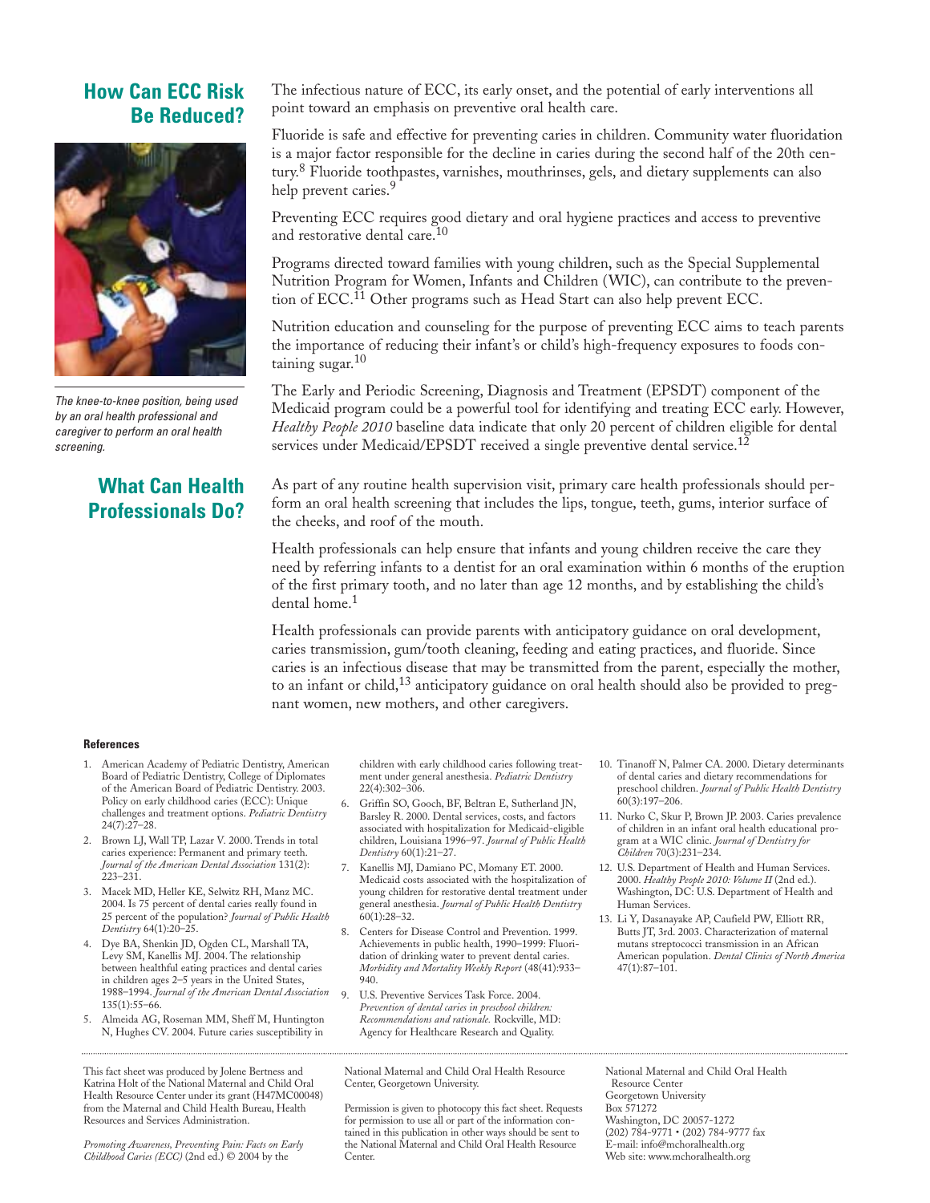## How Can ECC Risk Be Reduced?

*The knee-to-knee position, being used by an oral health professional and caregiver to perform an oral health screening.*

The infectious nature of ECC, its early onset, and the potential of early interventions all point toward an emphasis on preventive oral health care.

Fluoride is safe and effective for preventing caries in children. Community water fluoridation is a major factor responsible for the decline in caries during the second half of the 20th century.[8] Fluoride toothpastes, varnishes, mouthrinses, gels, and dietary supplements can also help prevent caries.[9]

Preventing ECC requires good dietary and oral hygiene practices and access to preventive and restorative dental care.[10]

Programs directed toward families with young children, such as the Special Supplemental Nutrition Program for Women, Infants and Children (WIC), can contribute to the prevention of ECC.[11] Other programs such as Head Start can also help prevent ECC.

Nutrition education and counseling for the purpose of preventing ECC aims to teach parents the importance of reducing their infant's or child's high-frequency exposures to foods containing sugar.[10]

The Early and Periodic Screening, Diagnosis and Treatment (EPSDT) component of the Medicaid program could be a powerful tool for identifying and treating ECC early. However, *Healthy People 2010* baseline data indicate that only 20 percent of children eligible for dental services under Medicaid/EPSDT received a single preventive dental service.[12]

## What Can Health Professionals Do?

As part of any routine health supervision visit, primary care health professionals should perform an oral health screening that includes the lips, tongue, teeth, gums, interior surface of the cheeks, and roof of the mouth.

Health professionals can help ensure that infants and young children receive the care they need by referring infants to a dentist for an oral examination within 6 months of the eruption of the first primary tooth, and no later than age 12 months, and by establishing the child's dental home.[1]

Health professionals can provide parents with anticipatory guidance on oral development, caries transmission, gum/tooth cleaning, feeding and eating practices, and fluoride. Since caries is an infectious disease that may be transmitted from the parent, especially the mother, to an infant or child,[13] anticipatory guidance on oral health should also be provided to pregnant women, new mothers, and other caregivers.

#### References

1. American Academy of Pediatric Dentistry, American Board of Pediatric Dentistry, College of Diplomates of the American Board of Pediatric Dentistry. 2003. Policy on early childhood caries (ECC): Unique challenges and treatment options. *Pediatric Dentistry* 24(7):27–28.
2. Brown LJ, Wall TP, Lazar V. 2000. Trends in total caries experience: Permanent and primary teeth. *Journal of the American Dental Association* 131(2): 223–231.
3. Macek MD, Heller KE, Selwitz RH, Manz MC. 2004. Is 75 percent of dental caries really found in 25 percent of the population? *Journal of Public Health Dentistry* 64(1):20–25.
4. Dye BA, Shenkin JD, Ogden CL, Marshall TA, Levy SM, Kanellis MJ. 2004. The relationship between healthful eating practices and dental caries in children ages 2–5 years in the United States, 1988–1994. *Journal of the American Dental Association* 135(1):55–66.
5. Almeida AG, Roseman MM, Sheff M, Huntington N, Hughes CV. 2004. Future caries susceptibility in children with early childhood caries following treatment under general anesthesia. *Pediatric Dentistry* 22(4):302–306.
6. Griffin SO, Gooch, BF, Beltran E, Sutherland JN, Barsley R. 2000. Dental services, costs, and factors associated with hospitalization for Medicaid-eligible children, Louisiana 1996–97. *Journal of Public Health Dentistry* 60(1):21–27.
7. Kanellis MJ, Damiano PC, Momany ET. 2000. Medicaid costs associated with the hospitalization of young children for restorative dental treatment under general anesthesia. *Journal of Public Health Dentistry* 60(1):28–32.
8. Centers for Disease Control and Prevention. 1999. Achievements in public health, 1990–1999: Fluoridation of drinking water to prevent dental caries. *Morbidity and Mortality Weekly Report* (48(41):933–940.
9. U.S. Preventive Services Task Force. 2004. *Prevention of dental caries in preschool children: Recommendations and rationale.* Rockville, MD: Agency for Healthcare Research and Quality.
10. Tinanoff N, Palmer CA. 2000. Dietary determinants of dental caries and dietary recommendations for preschool children. *Journal of Public Health Dentistry* 60(3):197–206.
11. Nurko C, Skur P, Brown JP. 2003. Caries prevalence of children in an infant oral health educational program at a WIC clinic. *Journal of Dentistry for Children* 70(3):231–234.
12. U.S. Department of Health and Human Services. 2000. *Healthy People 2010: Volume II* (2nd ed.). Washington, DC: U.S. Department of Health and Human Services.
13. Li Y, Dasanayake AP, Caufield PW, Elliott RR, Butts JT, 3rd. 2003. Characterization of maternal mutans streptococci transmission in an African American population. *Dental Clinics of North America* 47(1):87–101.

This fact sheet was produced by Jolene Bertness and Katrina Holt of the National Maternal and Child Oral Health Resource Center under its grant (H47MC00048) from the Maternal and Child Health Bureau, Health Resources and Services Administration.

*Promoting Awareness, Preventing Pain: Facts on Early Childhood Caries (ECC)* (2nd ed.) © 2004 by the National Maternal and Child Oral Health Resource Center, Georgetown University.

Permission is given to photocopy this fact sheet. Requests for permission to use all or part of the information contained in this publication in other ways should be sent to the National Maternal and Child Oral Health Resource Center.

National Maternal and Child Oral Health Resource Center
Georgetown University
Box 571272
Washington, DC 20057-1272
(202) 784-9771 • (202) 784-9777 fax
E-mail: info@mchoralhealth.org
Web site: www.mchoralhealth.org